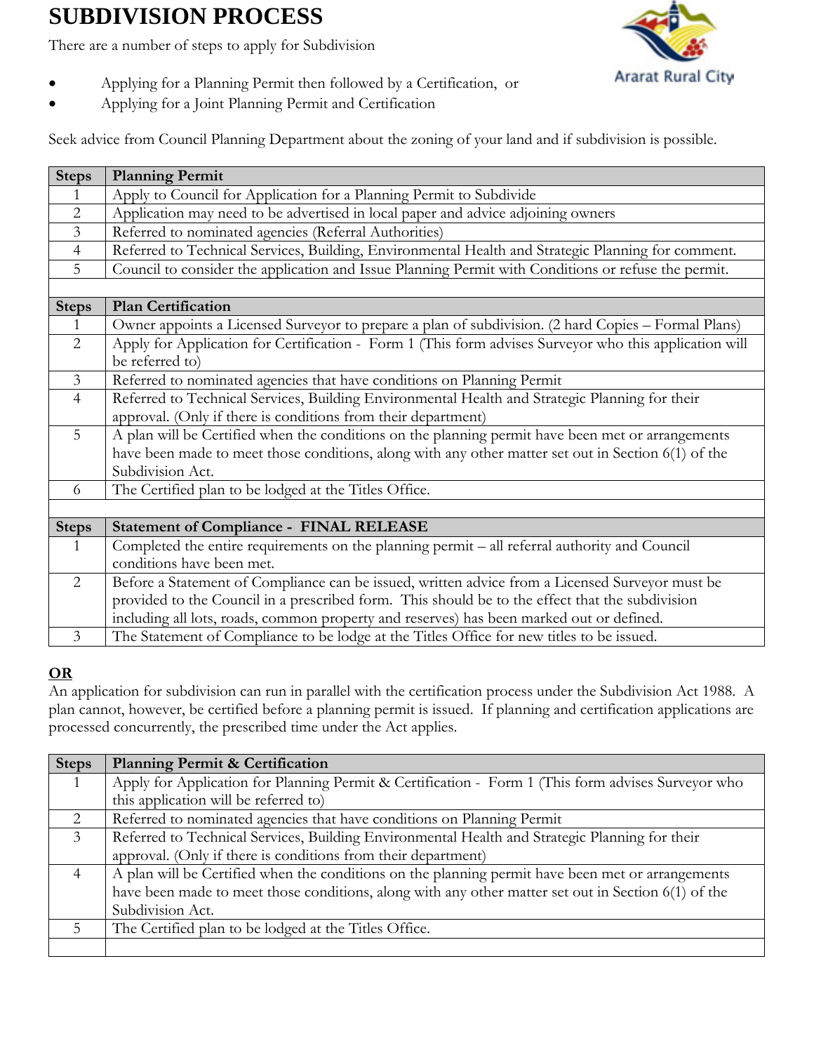# SUBDIVISION PROCESS

There are a number of steps to apply for Subdivision

- Applying for a Planning Permit then followed by a Certification, or
- Applying for a Joint Planning Permit and Certification

Seek advice from Council Planning Department about the zoning of your land and if subdivision is possible.

| Steps | Planning Permit |
|---|---|
| 1 | Apply to Council for Application for a Planning Permit to Subdivide |
| 2 | Application may need to be advertised in local paper and advice adjoining owners |
| 3 | Referred to nominated agencies (Referral Authorities) |
| 4 | Referred to Technical Services, Building, Environmental Health and Strategic Planning for comment. |
| 5 | Council to consider the application and Issue Planning Permit with Conditions or refuse the permit. |
| | |
| **Steps** | **Plan Certification** |
| 1 | Owner appoints a Licensed Surveyor to prepare a plan of subdivision. (2 hard Copies – Formal Plans) |
| 2 | Apply for Application for Certification - Form 1 (This form advises Surveyor who this application will be referred to) |
| 3 | Referred to nominated agencies that have conditions on Planning Permit |
| 4 | Referred to Technical Services, Building Environmental Health and Strategic Planning for their approval. (Only if there is conditions from their department) |
| 5 | A plan will be Certified when the conditions on the planning permit have been met or arrangements have been made to meet those conditions, along with any other matter set out in Section 6(1) of the Subdivision Act. |
| 6 | The Certified plan to be lodged at the Titles Office. |
| | |
| **Steps** | **Statement of Compliance - FINAL RELEASE** |
| 1 | Completed the entire requirements on the planning permit – all referral authority and Council conditions have been met. |
| 2 | Before a Statement of Compliance can be issued, written advice from a Licensed Surveyor must be provided to the Council in a prescribed form. This should be to the effect that the subdivision including all lots, roads, common property and reserves) has been marked out or defined. |
| 3 | The Statement of Compliance to be lodge at the Titles Office for new titles to be issued. |

**OR**

An application for subdivision can run in parallel with the certification process under the Subdivision Act 1988. A plan cannot, however, be certified before a planning permit is issued. If planning and certification applications are processed concurrently, the prescribed time under the Act applies.

| Steps | Planning Permit & Certification |
|---|---|
| 1 | Apply for Application for Planning Permit & Certification - Form 1 (This form advises Surveyor who this application will be referred to) |
| 2 | Referred to nominated agencies that have conditions on Planning Permit |
| 3 | Referred to Technical Services, Building Environmental Health and Strategic Planning for their approval. (Only if there is conditions from their department) |
| 4 | A plan will be Certified when the conditions on the planning permit have been met or arrangements have been made to meet those conditions, along with any other matter set out in Section 6(1) of the Subdivision Act. |
| 5 | The Certified plan to be lodged at the Titles Office. |
| | |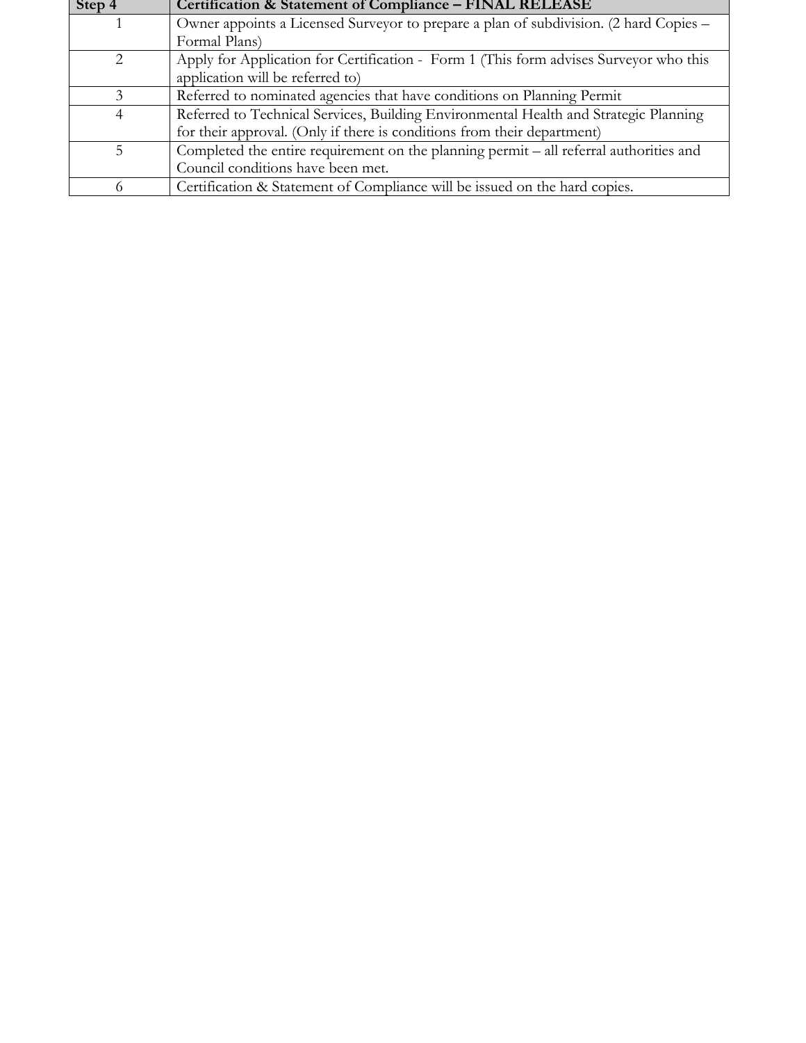| Step 4 | Certification & Statement of Compliance – FINAL RELEASE |
|---|---|
| 1 | Owner appoints a Licensed Surveyor to prepare a plan of subdivision. (2 hard Copies – Formal Plans) |
| 2 | Apply for Application for Certification - Form 1 (This form advises Surveyor who this application will be referred to) |
| 3 | Referred to nominated agencies that have conditions on Planning Permit |
| 4 | Referred to Technical Services, Building Environmental Health and Strategic Planning for their approval. (Only if there is conditions from their department) |
| 5 | Completed the entire requirement on the planning permit – all referral authorities and Council conditions have been met. |
| 6 | Certification & Statement of Compliance will be issued on the hard copies. |